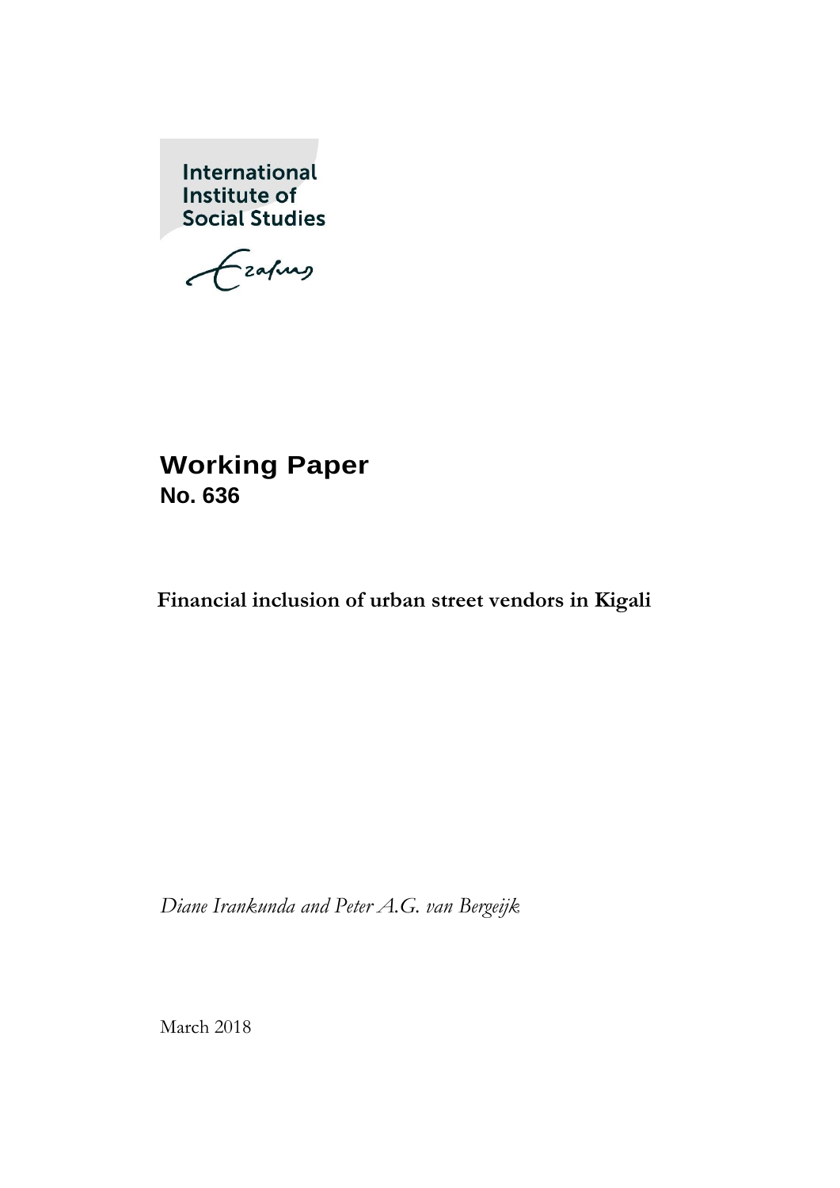International Institute of Social Studies

Erasmus

# Working Paper

**No. 636**

**Financial inclusion of urban street vendors in Kigali**

*Diane Irankunda and Peter A.G. van Bergeijk*

March 2018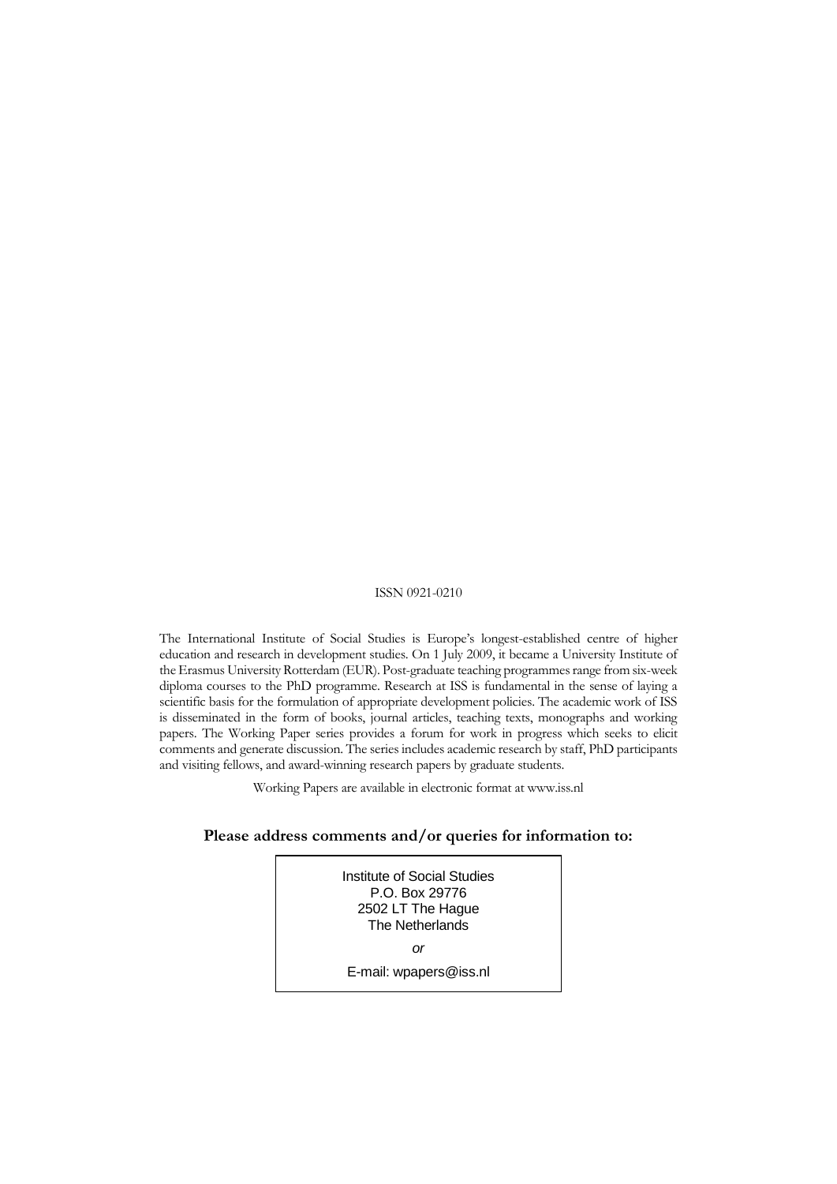ISSN 0921-0210

The International Institute of Social Studies is Europe's longest-established centre of higher education and research in development studies. On 1 July 2009, it became a University Institute of the Erasmus University Rotterdam (EUR). Post-graduate teaching programmes range from six-week diploma courses to the PhD programme. Research at ISS is fundamental in the sense of laying a scientific basis for the formulation of appropriate development policies. The academic work of ISS is disseminated in the form of books, journal articles, teaching texts, monographs and working papers. The Working Paper series provides a forum for work in progress which seeks to elicit comments and generate discussion. The series includes academic research by staff, PhD participants and visiting fellows, and award-winning research papers by graduate students.

Working Papers are available in electronic format at www.iss.nl

**Please address comments and/or queries for information to:**

Institute of Social Studies
P.O. Box 29776
2502 LT The Hague
The Netherlands

*or*

E-mail: wpapers@iss.nl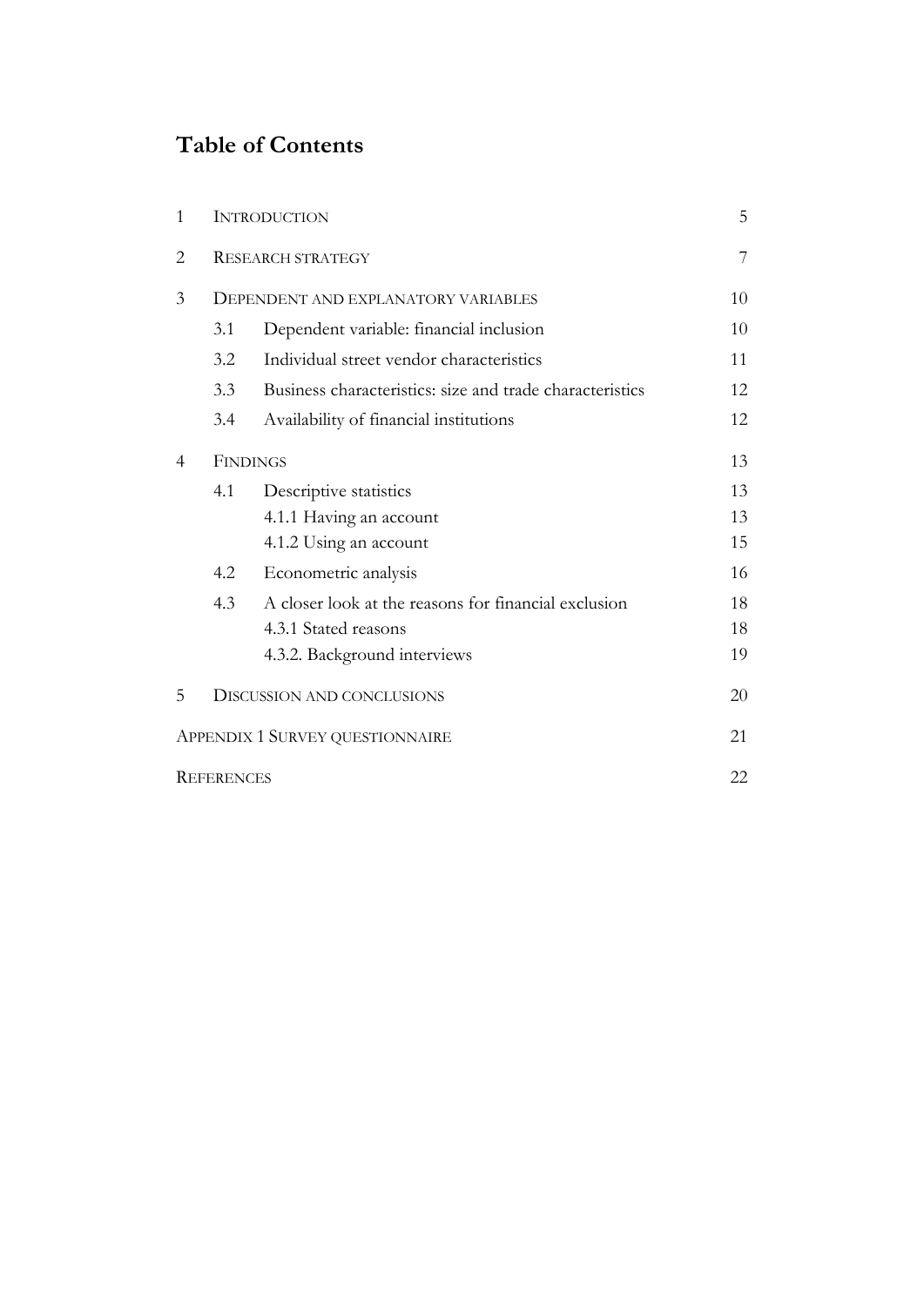# Table of Contents

| | | | |
|---|---|---|---|
| 1 | INTRODUCTION | | 5 |
| 2 | RESEARCH STRATEGY | | 7 |
| 3 | DEPENDENT AND EXPLANATORY VARIABLES | | 10 |
| | 3.1 | Dependent variable: financial inclusion | 10 |
| | 3.2 | Individual street vendor characteristics | 11 |
| | 3.3 | Business characteristics: size and trade characteristics | 12 |
| | 3.4 | Availability of financial institutions | 12 |
| 4 | FINDINGS | | 13 |
| | 4.1 | Descriptive statistics | 13 |
| | | 4.1.1 Having an account | 13 |
| | | 4.1.2 Using an account | 15 |
| | 4.2 | Econometric analysis | 16 |
| | 4.3 | A closer look at the reasons for financial exclusion | 18 |
| | | 4.3.1 Stated reasons | 18 |
| | | 4.3.2. Background interviews | 19 |
| 5 | DISCUSSION AND CONCLUSIONS | | 20 |
| APPENDIX 1 SURVEY QUESTIONNAIRE | | | 21 |
| REFERENCES | | | 22 |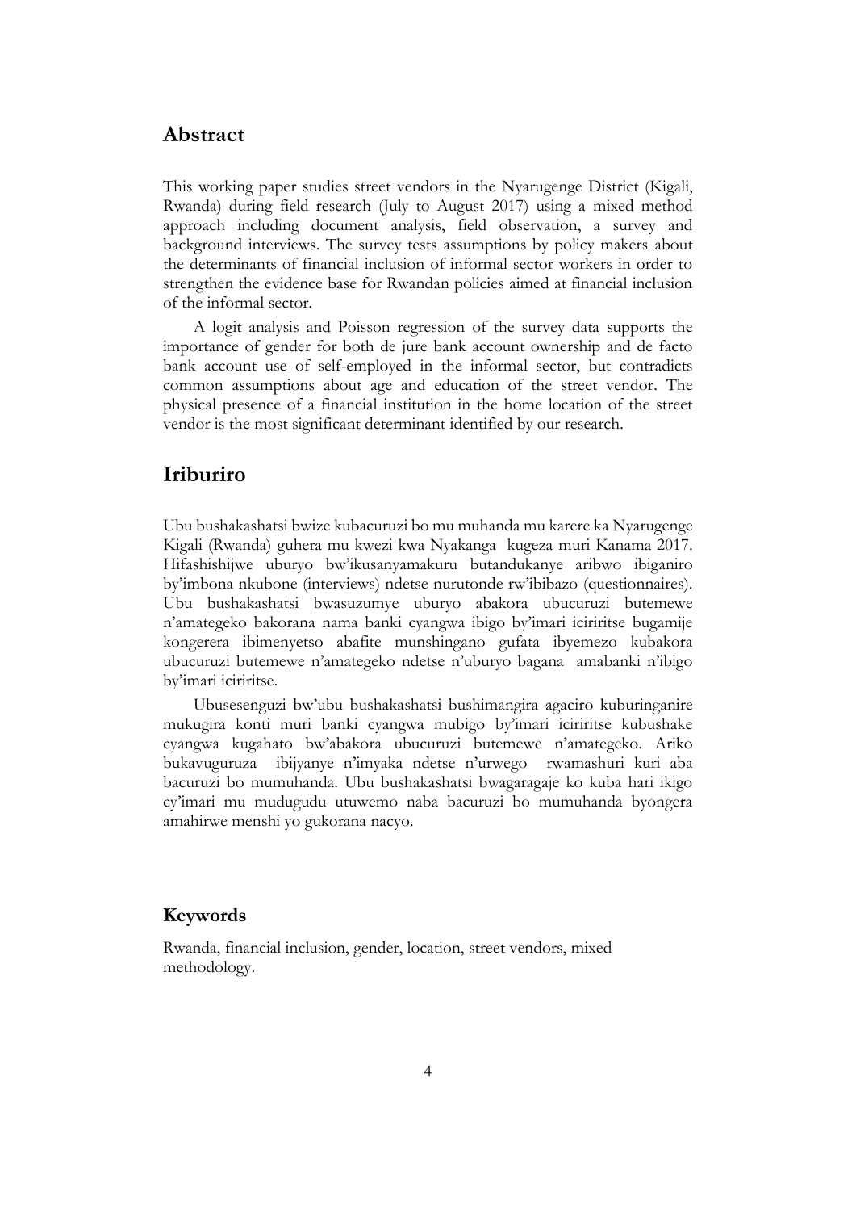## Abstract

This working paper studies street vendors in the Nyarugenge District (Kigali, Rwanda) during field research (July to August 2017) using a mixed method approach including document analysis, field observation, a survey and background interviews. The survey tests assumptions by policy makers about the determinants of financial inclusion of informal sector workers in order to strengthen the evidence base for Rwandan policies aimed at financial inclusion of the informal sector.

A logit analysis and Poisson regression of the survey data supports the importance of gender for both de jure bank account ownership and de facto bank account use of self-employed in the informal sector, but contradicts common assumptions about age and education of the street vendor. The physical presence of a financial institution in the home location of the street vendor is the most significant determinant identified by our research.

## Iriburiro

Ubu bushakashatsi bwize kubacuruzi bo mu muhanda mu karere ka Nyarugenge Kigali (Rwanda) guhera mu kwezi kwa Nyakanga kugeza muri Kanama 2017. Hifashishijwe uburyo bw'ikusanyamakuru butandukanye aribwo ibiganiro by'imbona nkubone (interviews) ndetse nurutonde rw'ibibazo (questionnaires). Ubu bushakashatsi bwasuzumye uburyo abakora ubucuruzi butemewe n'amategeko bakorana nama banki cyangwa ibigo by'imari iciriritse bugamije kongerera ibimenyetso abafite munshingano gufata ibyemezo kubakora ubucuruzi butemewe n'amategeko ndetse n'uburyo bagana amabanki n'ibigo by'imari iciriritse.

Ubusesenguzi bw'ubu bushakashatsi bushimangira agaciro kuburinganire mukugira konti muri banki cyangwa mubigo by'imari iciriritse kubushake cyangwa kugahato bw'abakora ubucuruzi butemewe n'amategeko. Ariko bukavuguruza ibijyanye n'imyaka ndetse n'urwego rwamashuri kuri aba bacuruzi bo mumuhanda. Ubu bushakashatsi bwagaragaje ko kuba hari ikigo cy'imari mu mudugudu utuwemo naba bacuruzi bo mumuhanda byongera amahirwe menshi yo gukorana nacyo.

### Keywords

Rwanda, financial inclusion, gender, location, street vendors, mixed methodology.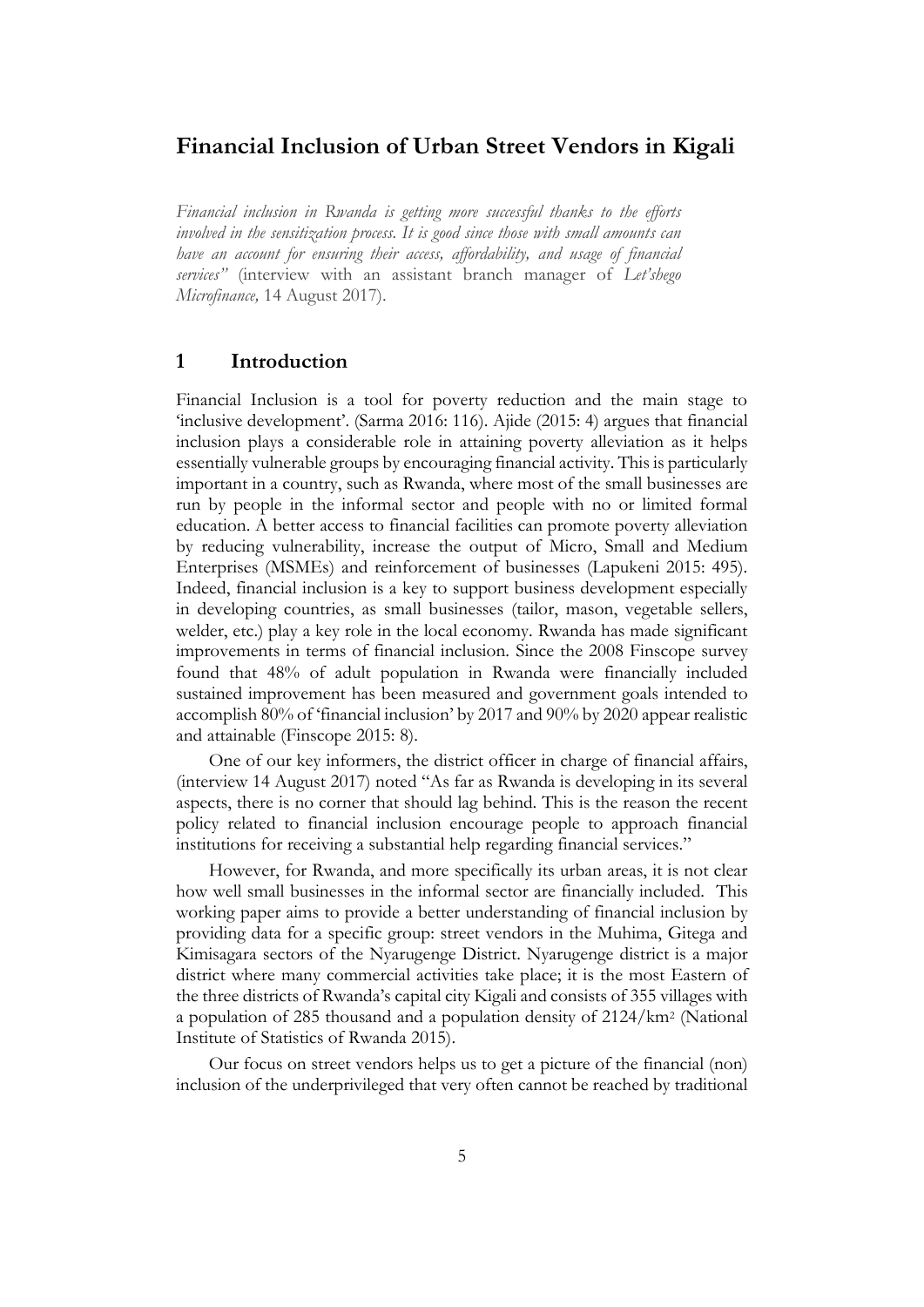## Financial Inclusion of Urban Street Vendors in Kigali

*Financial inclusion in Rwanda is getting more successful thanks to the efforts involved in the sensitization process. It is good since those with small amounts can have an account for ensuring their access, affordability, and usage of financial services"* (interview with an assistant branch manager of *Let'shego Microfinance,* 14 August 2017).

### 1 Introduction

Financial Inclusion is a tool for poverty reduction and the main stage to 'inclusive development'. (Sarma 2016: 116). Ajide (2015: 4) argues that financial inclusion plays a considerable role in attaining poverty alleviation as it helps essentially vulnerable groups by encouraging financial activity. This is particularly important in a country, such as Rwanda, where most of the small businesses are run by people in the informal sector and people with no or limited formal education. A better access to financial facilities can promote poverty alleviation by reducing vulnerability, increase the output of Micro, Small and Medium Enterprises (MSMEs) and reinforcement of businesses (Lapukeni 2015: 495). Indeed, financial inclusion is a key to support business development especially in developing countries, as small businesses (tailor, mason, vegetable sellers, welder, etc.) play a key role in the local economy. Rwanda has made significant improvements in terms of financial inclusion. Since the 2008 Finscope survey found that 48% of adult population in Rwanda were financially included sustained improvement has been measured and government goals intended to accomplish 80% of 'financial inclusion' by 2017 and 90% by 2020 appear realistic and attainable (Finscope 2015: 8).

One of our key informers, the district officer in charge of financial affairs, (interview 14 August 2017) noted "As far as Rwanda is developing in its several aspects, there is no corner that should lag behind. This is the reason the recent policy related to financial inclusion encourage people to approach financial institutions for receiving a substantial help regarding financial services."

However, for Rwanda, and more specifically its urban areas, it is not clear how well small businesses in the informal sector are financially included. This working paper aims to provide a better understanding of financial inclusion by providing data for a specific group: street vendors in the Muhima, Gitega and Kimisagara sectors of the Nyarugenge District. Nyarugenge district is a major district where many commercial activities take place; it is the most Eastern of the three districts of Rwanda's capital city Kigali and consists of 355 villages with a population of 285 thousand and a population density of 2124/km$^2$ (National Institute of Statistics of Rwanda 2015).

Our focus on street vendors helps us to get a picture of the financial (non) inclusion of the underprivileged that very often cannot be reached by traditional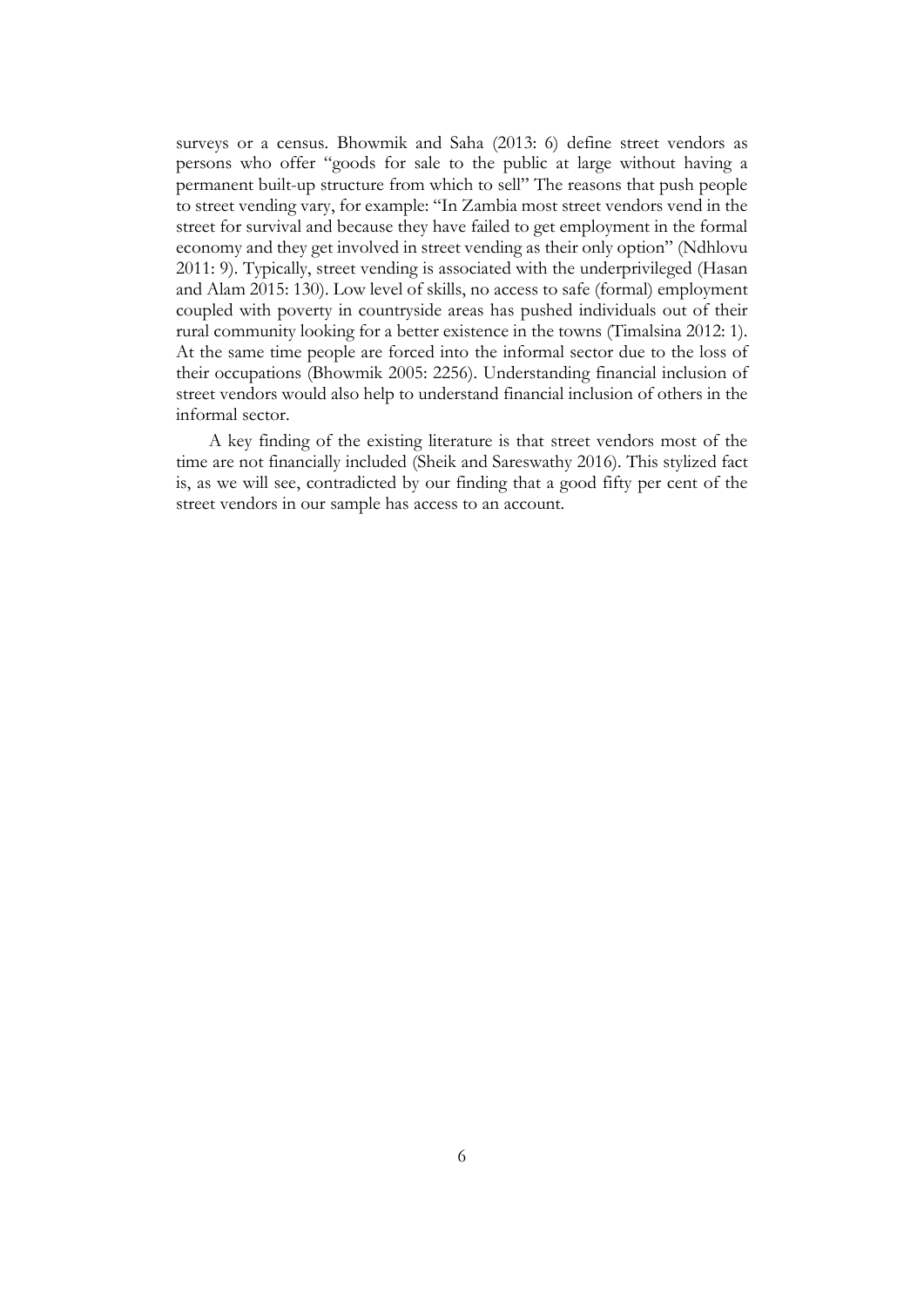surveys or a census. Bhowmik and Saha (2013: 6) define street vendors as persons who offer "goods for sale to the public at large without having a permanent built-up structure from which to sell" The reasons that push people to street vending vary, for example: "In Zambia most street vendors vend in the street for survival and because they have failed to get employment in the formal economy and they get involved in street vending as their only option" (Ndhlovu 2011: 9). Typically, street vending is associated with the underprivileged (Hasan and Alam 2015: 130). Low level of skills, no access to safe (formal) employment coupled with poverty in countryside areas has pushed individuals out of their rural community looking for a better existence in the towns (Timalsina 2012: 1). At the same time people are forced into the informal sector due to the loss of their occupations (Bhowmik 2005: 2256). Understanding financial inclusion of street vendors would also help to understand financial inclusion of others in the informal sector.

A key finding of the existing literature is that street vendors most of the time are not financially included (Sheik and Sareswathy 2016). This stylized fact is, as we will see, contradicted by our finding that a good fifty per cent of the street vendors in our sample has access to an account.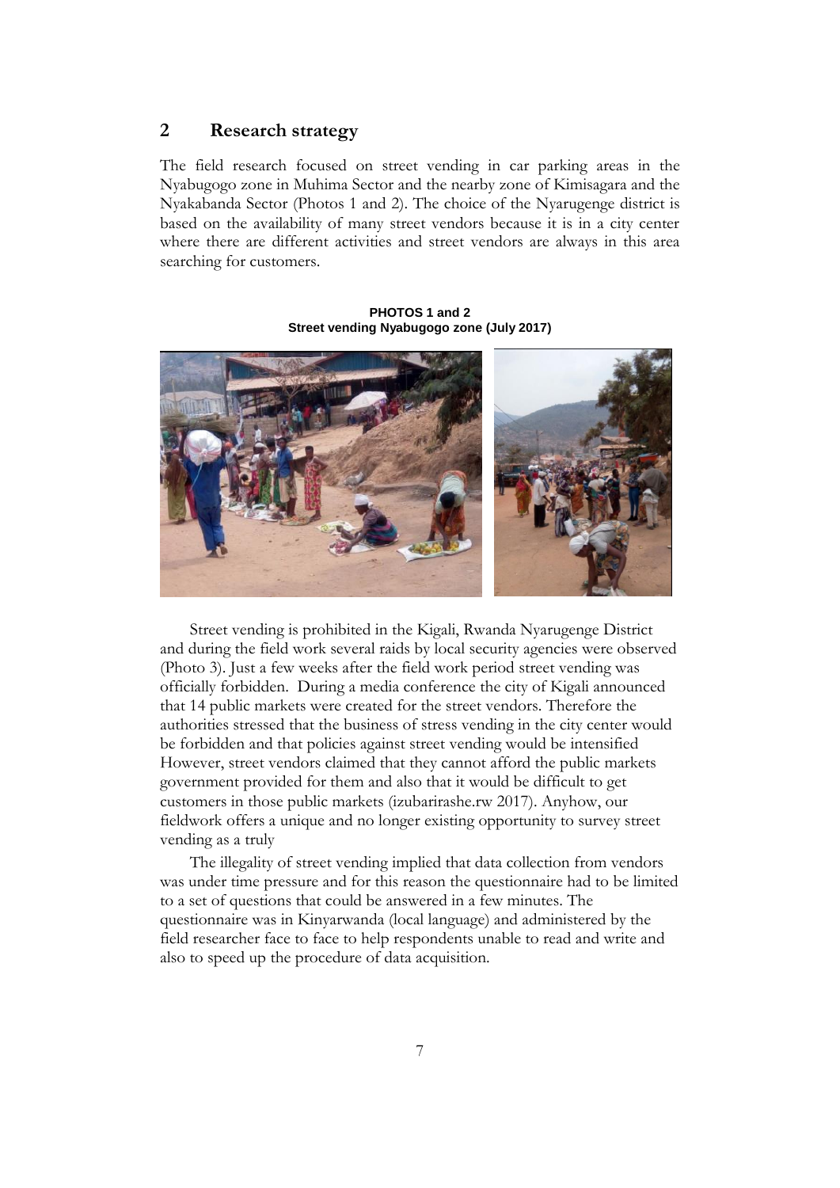## 2 Research strategy

The field research focused on street vending in car parking areas in the Nyabugogo zone in Muhima Sector and the nearby zone of Kimisagara and the Nyakabanda Sector (Photos 1 and 2). The choice of the Nyarugenge district is based on the availability of many street vendors because it is in a city center where there are different activities and street vendors are always in this area searching for customers.

**PHOTOS 1 and 2**
**Street vending Nyabugogo zone (July 2017)**

Street vending is prohibited in the Kigali, Rwanda Nyarugenge District and during the field work several raids by local security agencies were observed (Photo 3). Just a few weeks after the field work period street vending was officially forbidden. During a media conference the city of Kigali announced that 14 public markets were created for the street vendors. Therefore the authorities stressed that the business of stress vending in the city center would be forbidden and that policies against street vending would be intensified However, street vendors claimed that they cannot afford the public markets government provided for them and also that it would be difficult to get customers in those public markets (izubarirashe.rw 2017). Anyhow, our fieldwork offers a unique and no longer existing opportunity to survey street vending as a truly

The illegality of street vending implied that data collection from vendors was under time pressure and for this reason the questionnaire had to be limited to a set of questions that could be answered in a few minutes. The questionnaire was in Kinyarwanda (local language) and administered by the field researcher face to face to help respondents unable to read and write and also to speed up the procedure of data acquisition.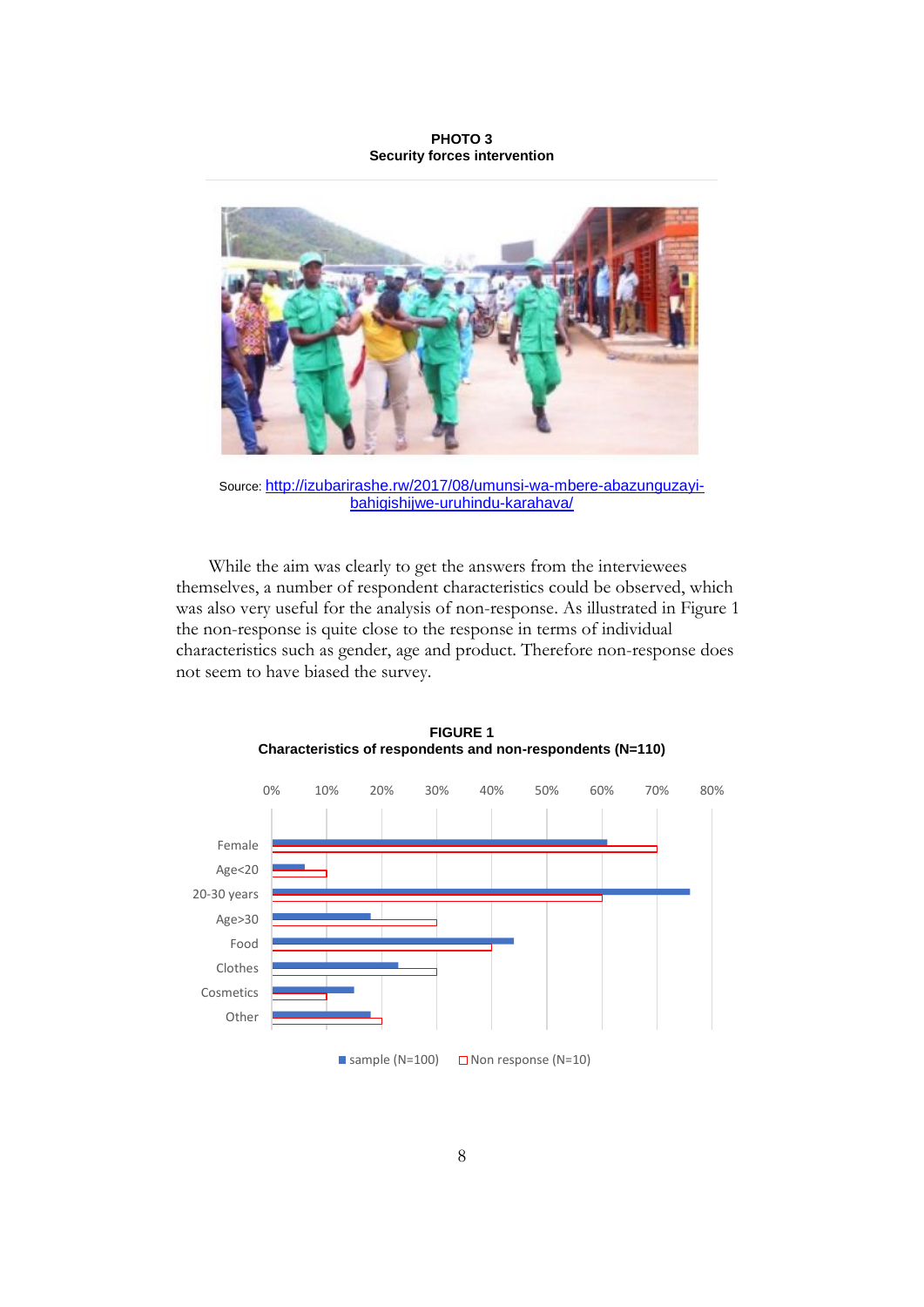**PHOTO 3**
**Security forces intervention**

Source: [http://izubarirashe.rw/2017/08/umunsi-wa-mbere-abazunguzayi-bahigishijwe-uruhindu-karahava/](http://izubarirashe.rw/2017/08/umunsi-wa-mbere-abazunguzayi-bahigishijwe-uruhindu-karahava/)

While the aim was clearly to get the answers from the interviewees themselves, a number of respondent characteristics could be observed, which was also very useful for the analysis of non-response. As illustrated in Figure 1 the non-response is quite close to the response in terms of individual characteristics such as gender, age and product. Therefore non-response does not seem to have biased the survey.

**FIGURE 1**
**Characteristics of respondents and non-respondents (N=110)**

0% 10% 20% 30% 40% 50% 60% 70% 80%

Female
Age<20
20-30 years
Age>30
Food
Clothes
Cosmetics
Other

sample (N=100)
Non response (N=10)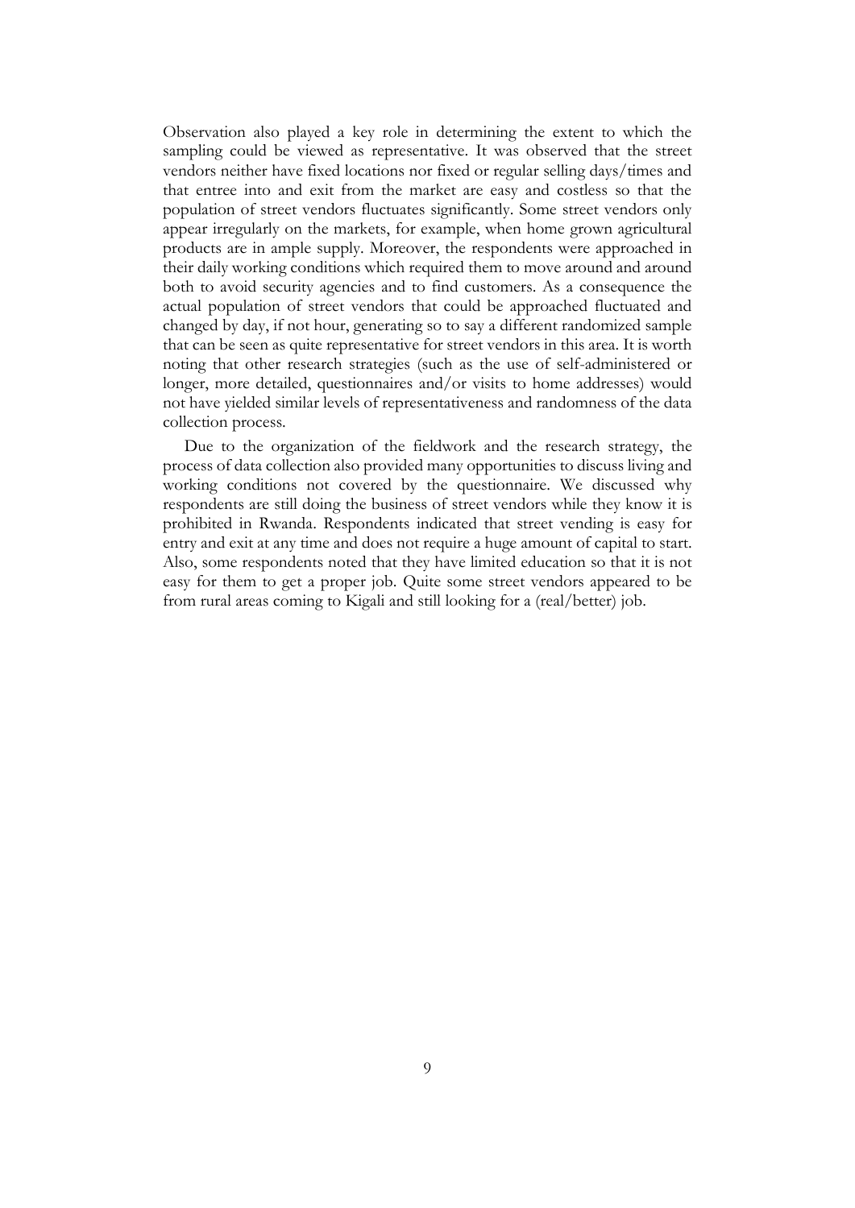Observation also played a key role in determining the extent to which the sampling could be viewed as representative. It was observed that the street vendors neither have fixed locations nor fixed or regular selling days/times and that entree into and exit from the market are easy and costless so that the population of street vendors fluctuates significantly. Some street vendors only appear irregularly on the markets, for example, when home grown agricultural products are in ample supply. Moreover, the respondents were approached in their daily working conditions which required them to move around and around both to avoid security agencies and to find customers. As a consequence the actual population of street vendors that could be approached fluctuated and changed by day, if not hour, generating so to say a different randomized sample that can be seen as quite representative for street vendors in this area. It is worth noting that other research strategies (such as the use of self-administered or longer, more detailed, questionnaires and/or visits to home addresses) would not have yielded similar levels of representativeness and randomness of the data collection process.

Due to the organization of the fieldwork and the research strategy, the process of data collection also provided many opportunities to discuss living and working conditions not covered by the questionnaire. We discussed why respondents are still doing the business of street vendors while they know it is prohibited in Rwanda. Respondents indicated that street vending is easy for entry and exit at any time and does not require a huge amount of capital to start. Also, some respondents noted that they have limited education so that it is not easy for them to get a proper job. Quite some street vendors appeared to be from rural areas coming to Kigali and still looking for a (real/better) job.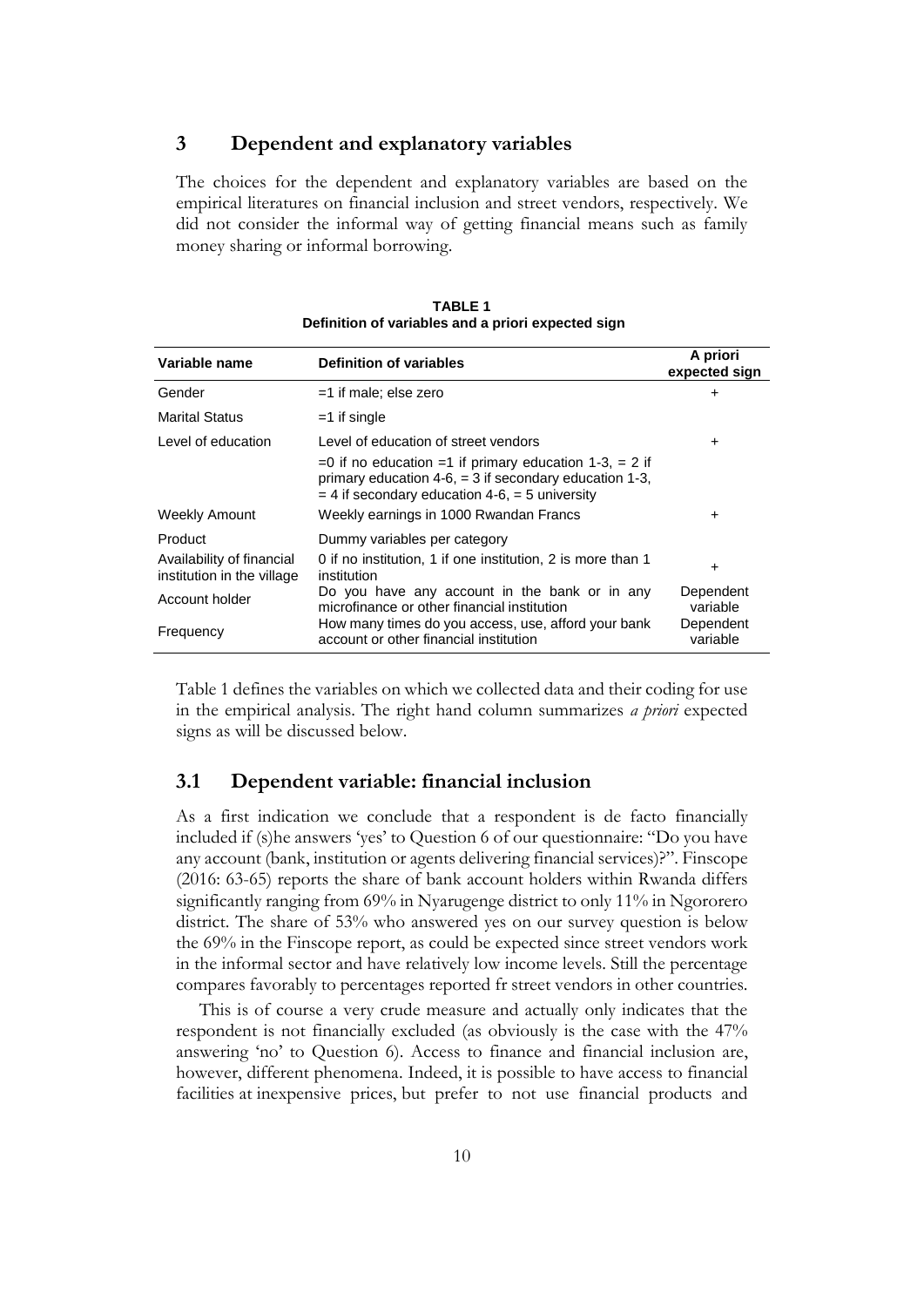## 3 Dependent and explanatory variables

The choices for the dependent and explanatory variables are based on the empirical literatures on financial inclusion and street vendors, respectively. We did not consider the informal way of getting financial means such as family money sharing or informal borrowing.

**TABLE 1**
**Definition of variables and a priori expected sign**

| Variable name | Definition of variables | A priori expected sign |
|---|---|---|
| Gender | =1 if male; else zero | + |
| Marital Status | =1 if single | |
| Level of education | Level of education of street vendors | + |
| | =0 if no education =1 if primary education 1-3, = 2 if primary education 4-6, = 3 if secondary education 1-3, = 4 if secondary education 4-6, = 5 university | |
| Weekly Amount | Weekly earnings in 1000 Rwandan Francs | + |
| Product | Dummy variables per category | |
| Availability of financial institution in the village | 0 if no institution, 1 if one institution, 2 is more than 1 institution | + |
| Account holder | Do you have any account in the bank or in any microfinance or other financial institution | Dependent variable |
| Frequency | How many times do you access, use, afford your bank account or other financial institution | Dependent variable |

Table 1 defines the variables on which we collected data and their coding for use in the empirical analysis. The right hand column summarizes *a priori* expected signs as will be discussed below.

### 3.1 Dependent variable: financial inclusion

As a first indication we conclude that a respondent is de facto financially included if (s)he answers 'yes' to Question 6 of our questionnaire: "Do you have any account (bank, institution or agents delivering financial services)?". Finscope (2016: 63-65) reports the share of bank account holders within Rwanda differs significantly ranging from 69% in Nyarugenge district to only 11% in Ngororero district. The share of 53% who answered yes on our survey question is below the 69% in the Finscope report, as could be expected since street vendors work in the informal sector and have relatively low income levels. Still the percentage compares favorably to percentages reported fr street vendors in other countries.

This is of course a very crude measure and actually only indicates that the respondent is not financially excluded (as obviously is the case with the 47% answering 'no' to Question 6). Access to finance and financial inclusion are, however, different phenomena. Indeed, it is possible to have access to financial facilities at inexpensive prices, but prefer to not use financial products and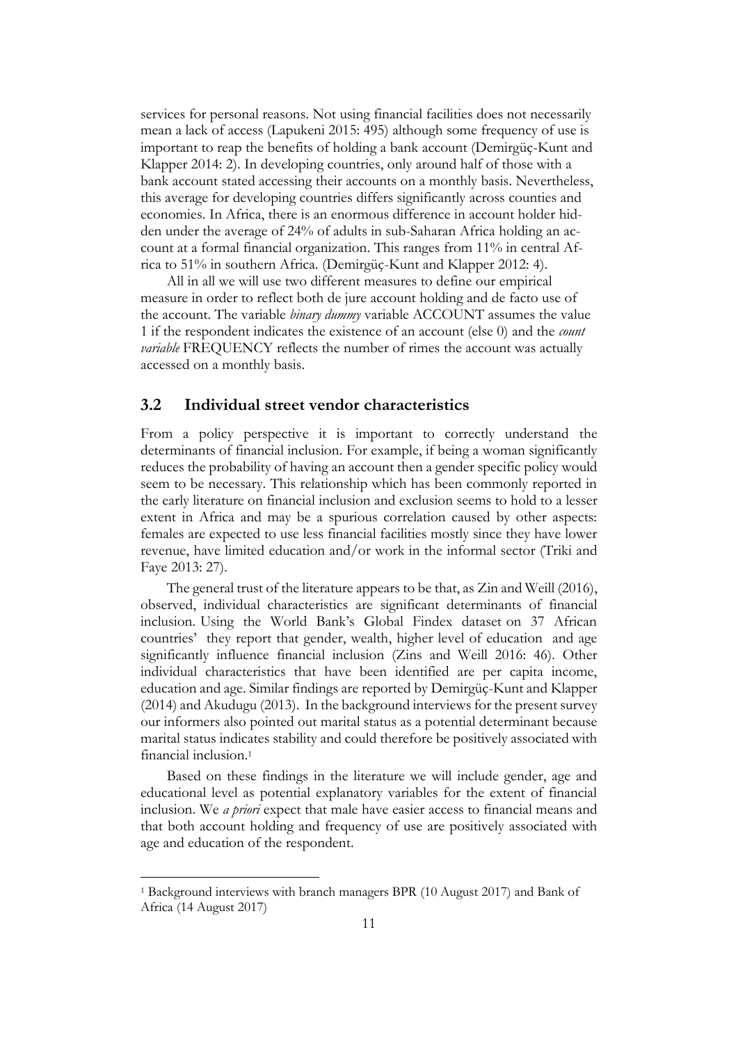services for personal reasons. Not using financial facilities does not necessarily mean a lack of access (Lapukeni 2015: 495) although some frequency of use is important to reap the benefits of holding a bank account (Demirgüç-Kunt and Klapper 2014: 2). In developing countries, only around half of those with a bank account stated accessing their accounts on a monthly basis. Nevertheless, this average for developing countries differs significantly across counties and economies. In Africa, there is an enormous difference in account holder hidden under the average of 24% of adults in sub-Saharan Africa holding an account at a formal financial organization. This ranges from 11% in central Africa to 51% in southern Africa. (Demirgüç-Kunt and Klapper 2012: 4).

All in all we will use two different measures to define our empirical measure in order to reflect both de jure account holding and de facto use of the account. The variable *binary dummy* variable ACCOUNT assumes the value 1 if the respondent indicates the existence of an account (else 0) and the *count variable* FREQUENCY reflects the number of rimes the account was actually accessed on a monthly basis.

## 3.2 Individual street vendor characteristics

From a policy perspective it is important to correctly understand the determinants of financial inclusion. For example, if being a woman significantly reduces the probability of having an account then a gender specific policy would seem to be necessary. This relationship which has been commonly reported in the early literature on financial inclusion and exclusion seems to hold to a lesser extent in Africa and may be a spurious correlation caused by other aspects: females are expected to use less financial facilities mostly since they have lower revenue, have limited education and/or work in the informal sector (Triki and Faye 2013: 27).

The general trust of the literature appears to be that, as Zin and Weill (2016), observed, individual characteristics are significant determinants of financial inclusion. Using the World Bank's Global Findex dataset on 37 African countries' they report that gender, wealth, higher level of education and age significantly influence financial inclusion (Zins and Weill 2016: 46). Other individual characteristics that have been identified are per capita income, education and age. Similar findings are reported by Demirgüç-Kunt and Klapper (2014) and Akudugu (2013). In the background interviews for the present survey our informers also pointed out marital status as a potential determinant because marital status indicates stability and could therefore be positively associated with financial inclusion.[1]

Based on these findings in the literature we will include gender, age and educational level as potential explanatory variables for the extent of financial inclusion. We *a priori* expect that male have easier access to financial means and that both account holding and frequency of use are positively associated with age and education of the respondent.

---

[1] Background interviews with branch managers BPR (10 August 2017) and Bank of Africa (14 August 2017)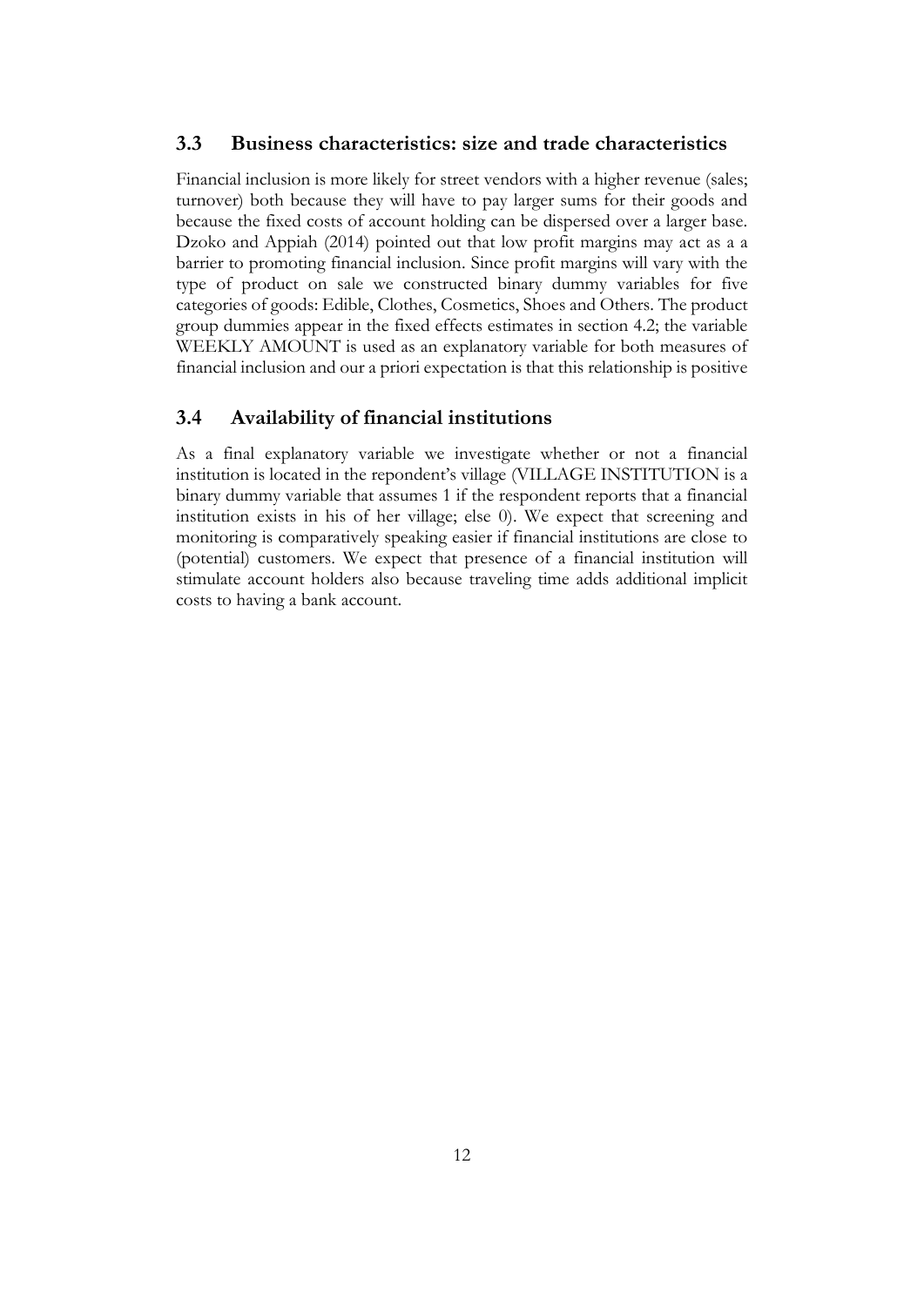## 3.3 Business characteristics: size and trade characteristics

Financial inclusion is more likely for street vendors with a higher revenue (sales; turnover) both because they will have to pay larger sums for their goods and because the fixed costs of account holding can be dispersed over a larger base. Dzoko and Appiah (2014) pointed out that low profit margins may act as a a barrier to promoting financial inclusion. Since profit margins will vary with the type of product on sale we constructed binary dummy variables for five categories of goods: Edible, Clothes, Cosmetics, Shoes and Others. The product group dummies appear in the fixed effects estimates in section 4.2; the variable WEEKLY AMOUNT is used as an explanatory variable for both measures of financial inclusion and our a priori expectation is that this relationship is positive

## 3.4 Availability of financial institutions

As a final explanatory variable we investigate whether or not a financial institution is located in the repondent's village (VILLAGE INSTITUTION is a binary dummy variable that assumes 1 if the respondent reports that a financial institution exists in his of her village; else 0). We expect that screening and monitoring is comparatively speaking easier if financial institutions are close to (potential) customers. We expect that presence of a financial institution will stimulate account holders also because traveling time adds additional implicit costs to having a bank account.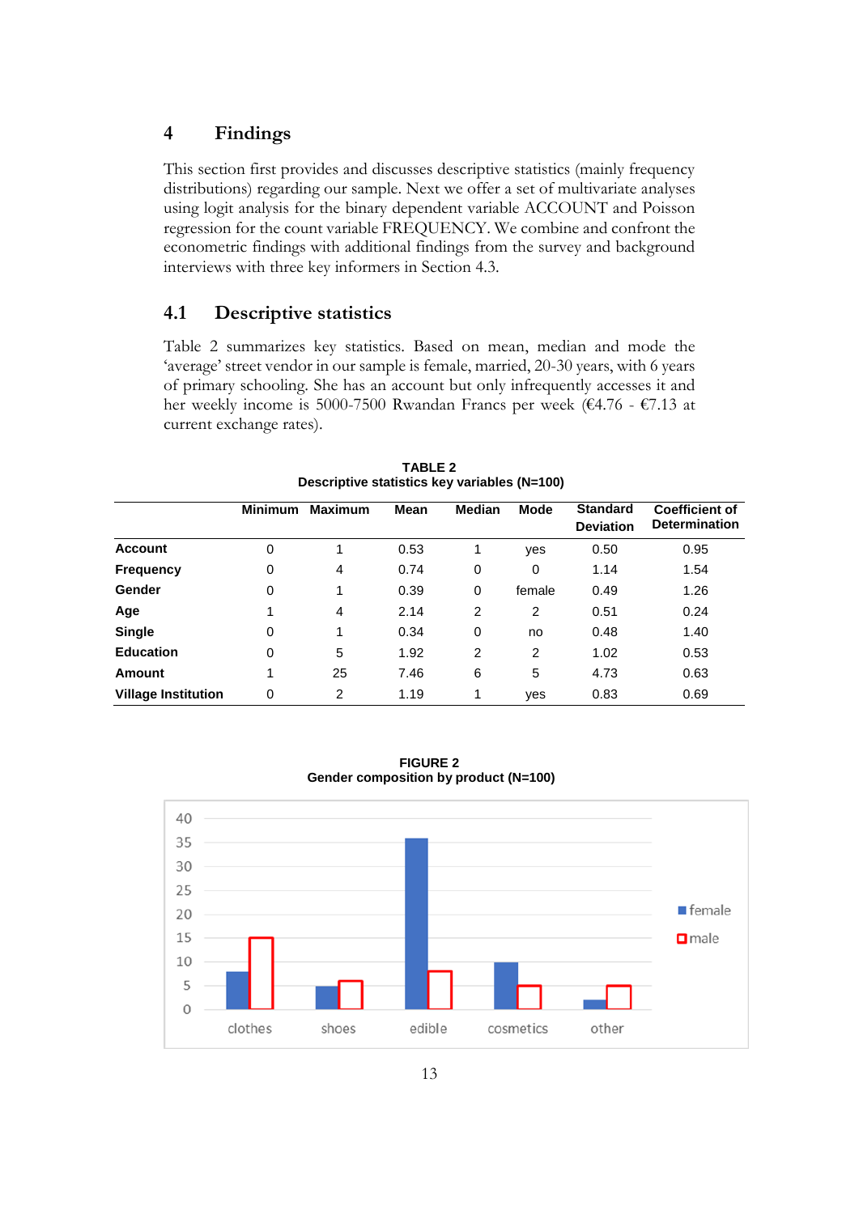## 4 Findings

This section first provides and discusses descriptive statistics (mainly frequency distributions) regarding our sample. Next we offer a set of multivariate analyses using logit analysis for the binary dependent variable ACCOUNT and Poisson regression for the count variable FREQUENCY. We combine and confront the econometric findings with additional findings from the survey and background interviews with three key informers in Section 4.3.

### 4.1 Descriptive statistics

Table 2 summarizes key statistics. Based on mean, median and mode the 'average' street vendor in our sample is female, married, 20-30 years, with 6 years of primary schooling. She has an account but only infrequently accesses it and her weekly income is 5000-7500 Rwandan Francs per week (€4.76 - €7.13 at current exchange rates).

**TABLE 2**
**Descriptive statistics key variables (N=100)**

| | Minimum | Maximum | Mean | Median | Mode | Standard Deviation | Coefficient of Determination |
|---|---|---|---|---|---|---|---|
| **Account** | 0 | 1 | 0.53 | 1 | yes | 0.50 | 0.95 |
| **Frequency** | 0 | 4 | 0.74 | 0 | 0 | 1.14 | 1.54 |
| **Gender** | 0 | 1 | 0.39 | 0 | female | 0.49 | 1.26 |
| **Age** | 1 | 4 | 2.14 | 2 | 2 | 0.51 | 0.24 |
| **Single** | 0 | 1 | 0.34 | 0 | no | 0.48 | 1.40 |
| **Education** | 0 | 5 | 1.92 | 2 | 2 | 1.02 | 0.53 |
| **Amount** | 1 | 25 | 7.46 | 6 | 5 | 4.73 | 0.63 |
| **Village Institution** | 0 | 2 | 1.19 | 1 | yes | 0.83 | 0.69 |

**FIGURE 2**
**Gender composition by product (N=100)**

40
35
30
25
20
15
10
5
0

clothes
shoes
edible
cosmetics
other

female
male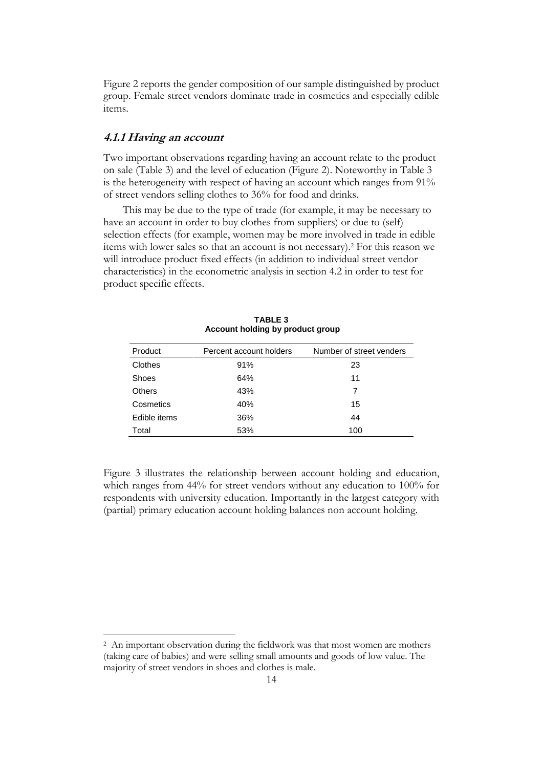Figure 2 reports the gender composition of our sample distinguished by product group. Female street vendors dominate trade in cosmetics and especially edible items.

### *4.1.1 Having an account*

Two important observations regarding having an account relate to the product on sale (Table 3) and the level of education (Figure 2). Noteworthy in Table 3 is the heterogeneity with respect of having an account which ranges from 91% of street vendors selling clothes to 36% for food and drinks.

This may be due to the type of trade (for example, it may be necessary to have an account in order to buy clothes from suppliers) or due to (self) selection effects (for example, women may be more involved in trade in edible items with lower sales so that an account is not necessary).[2] For this reason we will introduce product fixed effects (in addition to individual street vendor characteristics) in the econometric analysis in section 4.2 in order to test for product specific effects.

**TABLE 3**
**Account holding by product group**

| Product | Percent account holders | Number of street venders |
|---|---|---|
| Clothes | 91% | 23 |
| Shoes | 64% | 11 |
| Others | 43% | 7 |
| Cosmetics | 40% | 15 |
| Edible items | 36% | 44 |
| Total | 53% | 100 |

Figure 3 illustrates the relationship between account holding and education, which ranges from 44% for street vendors without any education to 100% for respondents with university education. Importantly in the largest category with (partial) primary education account holding balances non account holding.

[2] An important observation during the fieldwork was that most women are mothers (taking care of babies) and were selling small amounts and goods of low value. The majority of street vendors in shoes and clothes is male.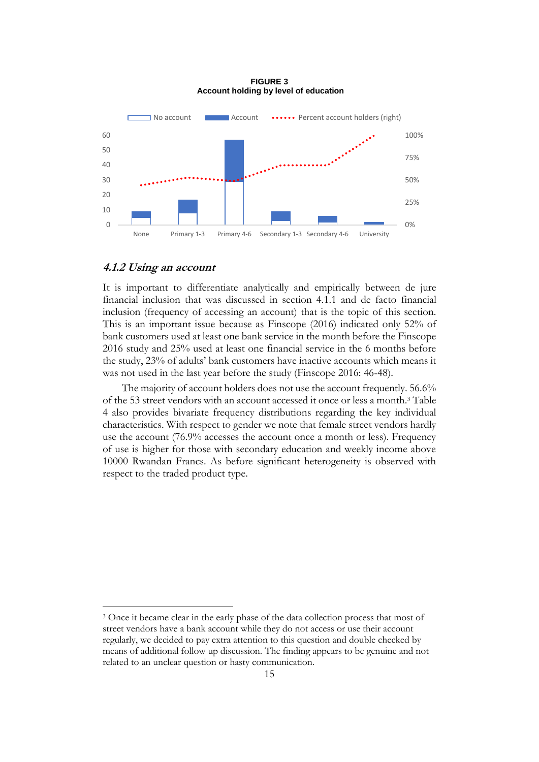**FIGURE 3**
**Account holding by level of education**

No account
Account
Percent account holders (right)

60
50
40
30
20
10
0

100%
75%
50%
25%
0%

None
Primary 1-3
Primary 4-6
Secondary 1-3
Secondary 4-6
University

### *4.1.2 Using an account*

It is important to differentiate analytically and empirically between de jure financial inclusion that was discussed in section 4.1.1 and de facto financial inclusion (frequency of accessing an account) that is the topic of this section. This is an important issue because as Finscope (2016) indicated only 52% of bank customers used at least one bank service in the month before the Finscope 2016 study and 25% used at least one financial service in the 6 months before the study, 23% of adults' bank customers have inactive accounts which means it was not used in the last year before the study (Finscope 2016: 46-48).

The majority of account holders does not use the account frequently. 56.6% of the 53 street vendors with an account accessed it once or less a month.[3] Table 4 also provides bivariate frequency distributions regarding the key individual characteristics. With respect to gender we note that female street vendors hardly use the account (76.9% accesses the account once a month or less). Frequency of use is higher for those with secondary education and weekly income above 10000 Rwandan Francs. As before significant heterogeneity is observed with respect to the traded product type.

[3] Once it became clear in the early phase of the data collection process that most of street vendors have a bank account while they do not access or use their account regularly, we decided to pay extra attention to this question and double checked by means of additional follow up discussion. The finding appears to be genuine and not related to an unclear question or hasty communication.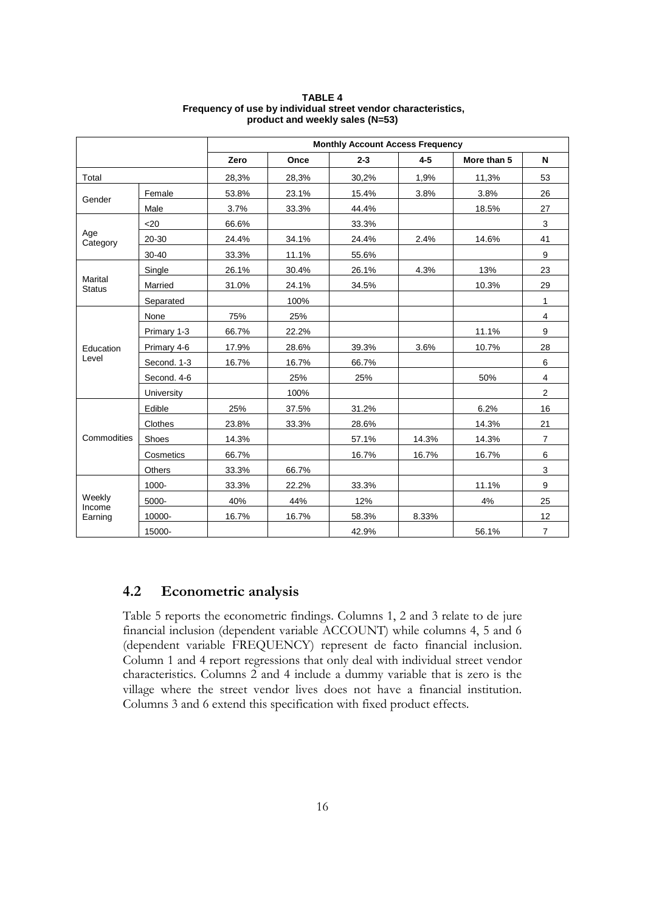**TABLE 4**
**Frequency of use by individual street vendor characteristics, product and weekly sales (N=53)**

| | | Monthly Account Access Frequency | | | | | |
|---|---|---|---|---|---|---|---|
| | | Zero | Once | 2-3 | 4-5 | More than 5 | N |
| Total | | 28,3% | 28,3% | 30,2% | 1,9% | 11,3% | 53 |
| Gender | Female | 53.8% | 23.1% | 15.4% | 3.8% | 3.8% | 26 |
| | Male | 3.7% | 33.3% | 44.4% | | 18.5% | 27 |
| Age Category | <20 | 66.6% | | 33.3% | | | 3 |
| | 20-30 | 24.4% | 34.1% | 24.4% | 2.4% | 14.6% | 41 |
| | 30-40 | 33.3% | 11.1% | 55.6% | | | 9 |
| Marital Status | Single | 26.1% | 30.4% | 26.1% | 4.3% | 13% | 23 |
| | Married | 31.0% | 24.1% | 34.5% | | 10.3% | 29 |
| | Separated | | 100% | | | | 1 |
| Education Level | None | 75% | 25% | | | | 4 |
| | Primary 1-3 | 66.7% | 22.2% | | | 11.1% | 9 |
| | Primary 4-6 | 17.9% | 28.6% | 39.3% | 3.6% | 10.7% | 28 |
| | Second. 1-3 | 16.7% | 16.7% | 66.7% | | | 6 |
| | Second. 4-6 | | 25% | 25% | | 50% | 4 |
| | University | | 100% | | | | 2 |
| Commodities | Edible | 25% | 37.5% | 31.2% | | 6.2% | 16 |
| | Clothes | 23.8% | 33.3% | 28.6% | | 14.3% | 21 |
| | Shoes | 14.3% | | 57.1% | 14.3% | 14.3% | 7 |
| | Cosmetics | 66.7% | | 16.7% | 16.7% | 16.7% | 6 |
| | Others | 33.3% | 66.7% | | | | 3 |
| Weekly Income Earning | 1000- | 33.3% | 22.2% | 33.3% | | 11.1% | 9 |
| | 5000- | 40% | 44% | 12% | | 4% | 25 |
| | 10000- | 16.7% | 16.7% | 58.3% | 8.33% | | 12 |
| | 15000- | | | 42.9% | | 56.1% | 7 |

## 4.2 Econometric analysis

Table 5 reports the econometric findings. Columns 1, 2 and 3 relate to de jure financial inclusion (dependent variable ACCOUNT) while columns 4, 5 and 6 (dependent variable FREQUENCY) represent de facto financial inclusion. Column 1 and 4 report regressions that only deal with individual street vendor characteristics. Columns 2 and 4 include a dummy variable that is zero is the village where the street vendor lives does not have a financial institution. Columns 3 and 6 extend this specification with fixed product effects.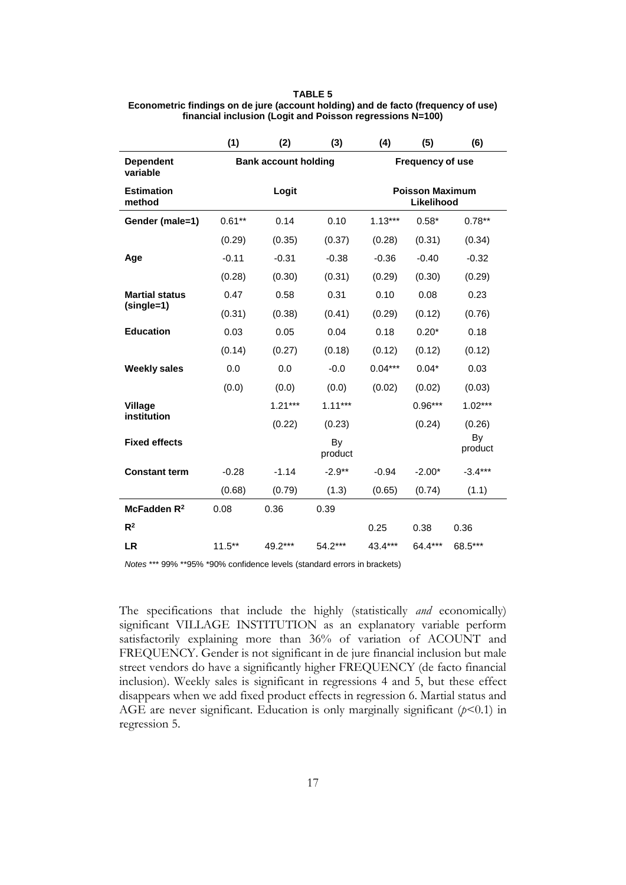**TABLE 5**
**Econometric findings on de jure (account holding) and de facto (frequency of use) financial inclusion (Logit and Poisson regressions N=100)**

| | (1) | (2) | (3) | (4) | (5) | (6) |
|---|---|---|---|---|---|---|
| **Dependent variable** | **Bank account holding** | | | **Frequency of use** | | |
| **Estimation method** | **Logit** | | | **Poisson Maximum Likelihood** | | |
| **Gender (male=1)** | 0.61** | 0.14 | 0.10 | 1.13*** | 0.58* | 0.78** |
| | (0.29) | (0.35) | (0.37) | (0.28) | (0.31) | (0.34) |
| **Age** | -0.11 | -0.31 | -0.38 | -0.36 | -0.40 | -0.32 |
| | (0.28) | (0.30) | (0.31) | (0.29) | (0.30) | (0.29) |
| **Martial status (single=1)** | 0.47 | 0.58 | 0.31 | 0.10 | 0.08 | 0.23 |
| | (0.31) | (0.38) | (0.41) | (0.29) | (0.12) | (0.76) |
| **Education** | 0.03 | 0.05 | 0.04 | 0.18 | 0.20* | 0.18 |
| | (0.14) | (0.27) | (0.18) | (0.12) | (0.12) | (0.12) |
| **Weekly sales** | 0.0 | 0.0 | -0.0 | 0.04*** | 0.04* | 0.03 |
| | (0.0) | (0.0) | (0.0) | (0.02) | (0.02) | (0.03) |
| **Village institution** | | 1.21*** | 1.11*** | | 0.96*** | 1.02*** |
| | | (0.22) | (0.23) | | (0.24) | (0.26) |
| **Fixed effects** | | | By product | | | By product |
| **Constant term** | -0.28 | -1.14 | -2.9** | -0.94 | -2.00* | -3.4*** |
| | (0.68) | (0.79) | (1.3) | (0.65) | (0.74) | (1.1) |
| **McFadden $R^2$** | 0.08 | 0.36 | 0.39 | | | |
| **$R^2$** | | | | 0.25 | 0.38 | 0.36 |
| **LR** | 11.5** | 49.2*** | 54.2*** | 43.4*** | 64.4*** | 68.5*** |

*Notes* *** 99% **95% *90% confidence levels (standard errors in brackets)

The specifications that include the highly (statistically *and* economically) significant VILLAGE INSTITUTION as an explanatory variable perform satisfactorily explaining more than 36% of variation of ACOUNT and FREQUENCY. Gender is not significant in de jure financial inclusion but male street vendors do have a significantly higher FREQUENCY (de facto financial inclusion). Weekly sales is significant in regressions 4 and 5, but these effect disappears when we add fixed product effects in regression 6. Martial status and AGE are never significant. Education is only marginally significant ($p<0.1$) in regression 5.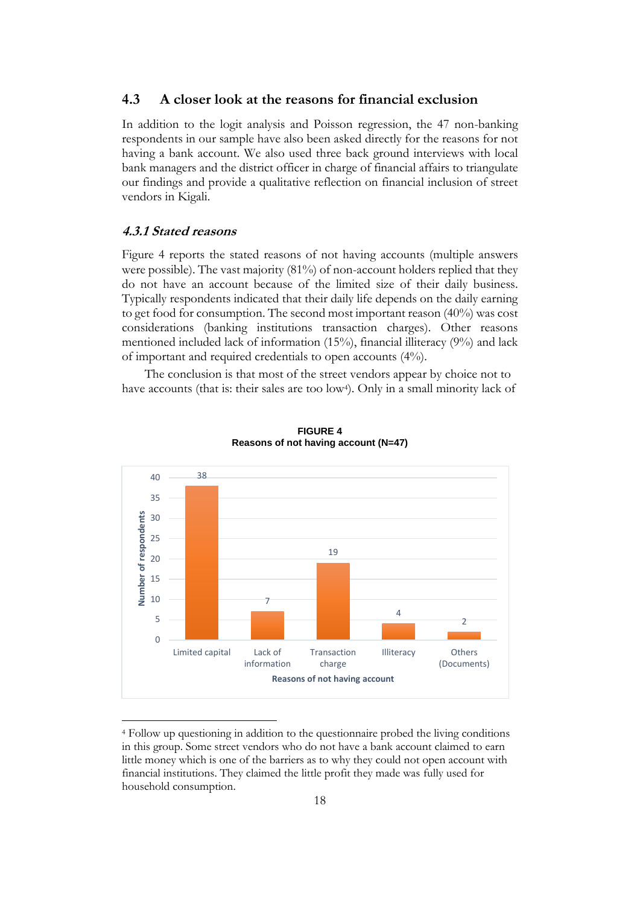## 4.3 A closer look at the reasons for financial exclusion

In addition to the logit analysis and Poisson regression, the 47 non-banking respondents in our sample have also been asked directly for the reasons for not having a bank account. We also used three back ground interviews with local bank managers and the district officer in charge of financial affairs to triangulate our findings and provide a qualitative reflection on financial inclusion of street vendors in Kigali.

### *4.3.1 Stated reasons*

Figure 4 reports the stated reasons of not having accounts (multiple answers were possible). The vast majority (81%) of non-account holders replied that they do not have an account because of the limited size of their daily business. Typically respondents indicated that their daily life depends on the daily earning to get food for consumption. The second most important reason (40%) was cost considerations (banking institutions transaction charges). Other reasons mentioned included lack of information (15%), financial illiteracy (9%) and lack of important and required credentials to open accounts (4%).

The conclusion is that most of the street vendors appear by choice not to have accounts (that is: their sales are too low[4]). Only in a small minority lack of

**FIGURE 4**
**Reasons of not having account (N=47)**

Number of respondents

0
5
10
15
20
25
30
35
40

38
7
19
4
2

Limited capital
Lack of information
Transaction charge
Illiteracy
Others (Documents)

Reasons of not having account

[4] Follow up questioning in addition to the questionnaire probed the living conditions in this group. Some street vendors who do not have a bank account claimed to earn little money which is one of the barriers as to why they could not open account with financial institutions. They claimed the little profit they made was fully used for household consumption.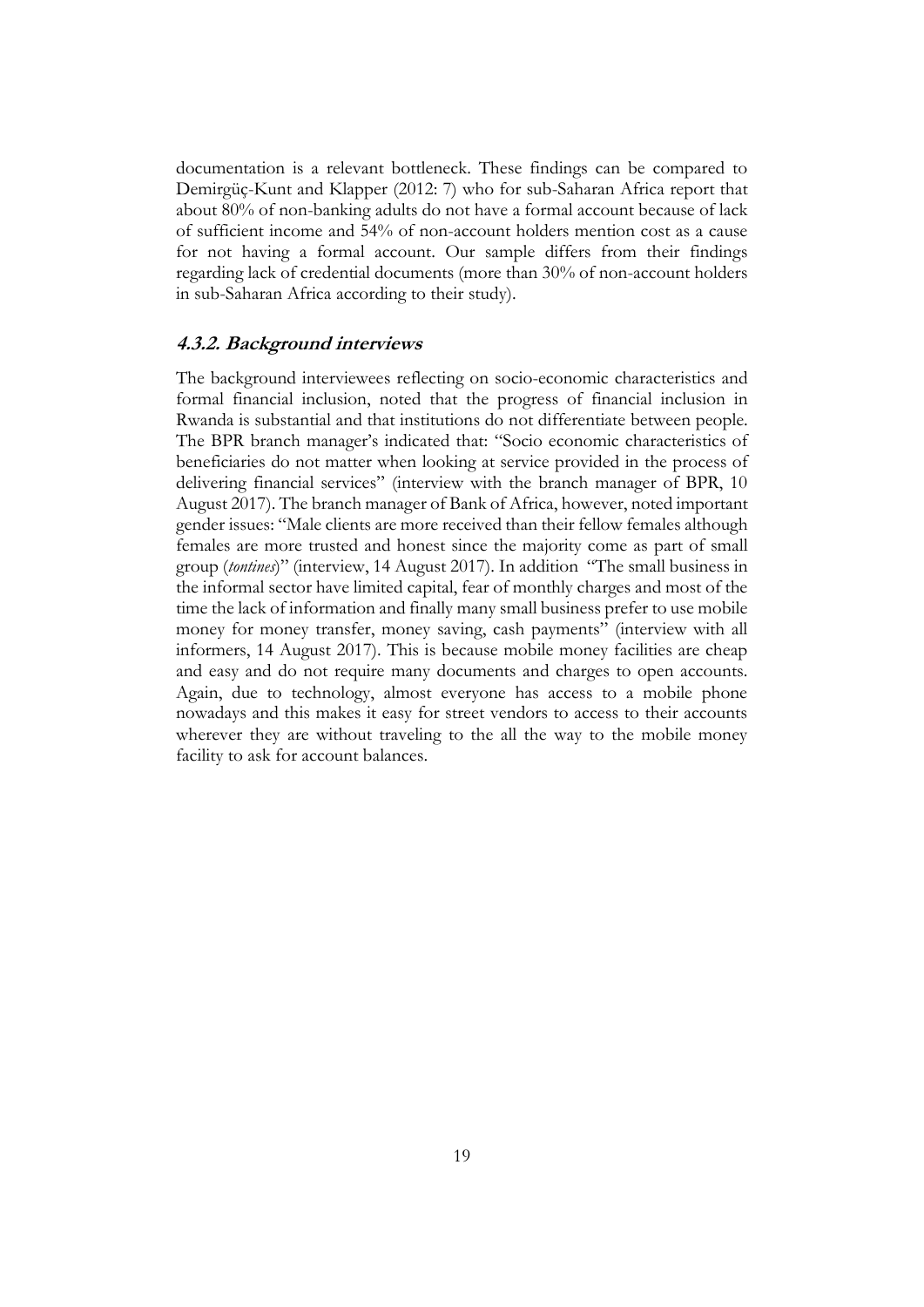documentation is a relevant bottleneck. These findings can be compared to Demirgüç-Kunt and Klapper (2012: 7) who for sub-Saharan Africa report that about 80% of non-banking adults do not have a formal account because of lack of sufficient income and 54% of non-account holders mention cost as a cause for not having a formal account. Our sample differs from their findings regarding lack of credential documents (more than 30% of non-account holders in sub-Saharan Africa according to their study).

### 4.3.2. Background interviews

The background interviewees reflecting on socio-economic characteristics and formal financial inclusion, noted that the progress of financial inclusion in Rwanda is substantial and that institutions do not differentiate between people. The BPR branch manager's indicated that: "Socio economic characteristics of beneficiaries do not matter when looking at service provided in the process of delivering financial services" (interview with the branch manager of BPR, 10 August 2017). The branch manager of Bank of Africa, however, noted important gender issues: "Male clients are more received than their fellow females although females are more trusted and honest since the majority come as part of small group (*tontines*)" (interview, 14 August 2017). In addition "The small business in the informal sector have limited capital, fear of monthly charges and most of the time the lack of information and finally many small business prefer to use mobile money for money transfer, money saving, cash payments" (interview with all informers, 14 August 2017). This is because mobile money facilities are cheap and easy and do not require many documents and charges to open accounts. Again, due to technology, almost everyone has access to a mobile phone nowadays and this makes it easy for street vendors to access to their accounts wherever they are without traveling to the all the way to the mobile money facility to ask for account balances.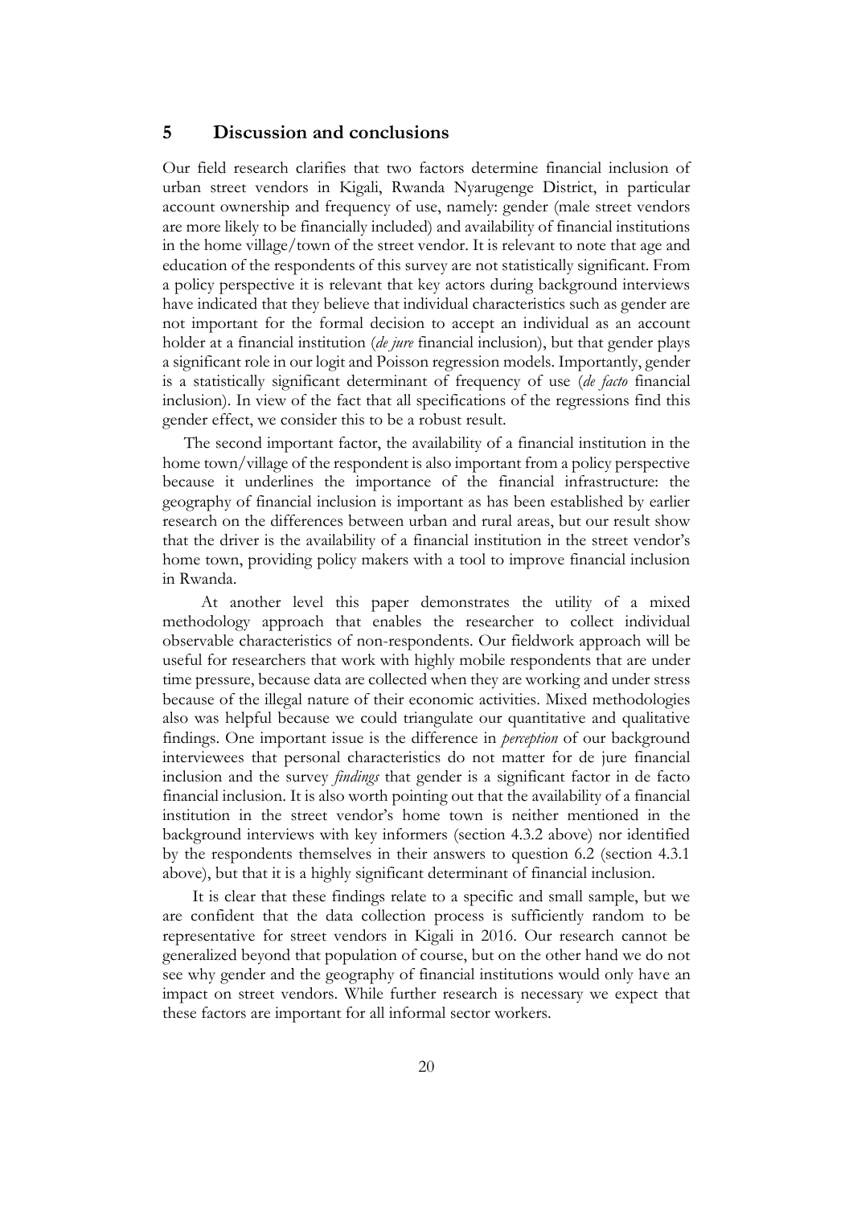## 5 Discussion and conclusions

Our field research clarifies that two factors determine financial inclusion of urban street vendors in Kigali, Rwanda Nyarugenge District, in particular account ownership and frequency of use, namely: gender (male street vendors are more likely to be financially included) and availability of financial institutions in the home village/town of the street vendor. It is relevant to note that age and education of the respondents of this survey are not statistically significant. From a policy perspective it is relevant that key actors during background interviews have indicated that they believe that individual characteristics such as gender are not important for the formal decision to accept an individual as an account holder at a financial institution (*de jure* financial inclusion), but that gender plays a significant role in our logit and Poisson regression models. Importantly, gender is a statistically significant determinant of frequency of use (*de facto* financial inclusion). In view of the fact that all specifications of the regressions find this gender effect, we consider this to be a robust result.

The second important factor, the availability of a financial institution in the home town/village of the respondent is also important from a policy perspective because it underlines the importance of the financial infrastructure: the geography of financial inclusion is important as has been established by earlier research on the differences between urban and rural areas, but our result show that the driver is the availability of a financial institution in the street vendor's home town, providing policy makers with a tool to improve financial inclusion in Rwanda.

At another level this paper demonstrates the utility of a mixed methodology approach that enables the researcher to collect individual observable characteristics of non-respondents. Our fieldwork approach will be useful for researchers that work with highly mobile respondents that are under time pressure, because data are collected when they are working and under stress because of the illegal nature of their economic activities. Mixed methodologies also was helpful because we could triangulate our quantitative and qualitative findings. One important issue is the difference in *perception* of our background interviewees that personal characteristics do not matter for de jure financial inclusion and the survey *findings* that gender is a significant factor in de facto financial inclusion. It is also worth pointing out that the availability of a financial institution in the street vendor's home town is neither mentioned in the background interviews with key informers (section 4.3.2 above) nor identified by the respondents themselves in their answers to question 6.2 (section 4.3.1 above), but that it is a highly significant determinant of financial inclusion.

It is clear that these findings relate to a specific and small sample, but we are confident that the data collection process is sufficiently random to be representative for street vendors in Kigali in 2016. Our research cannot be generalized beyond that population of course, but on the other hand we do not see why gender and the geography of financial institutions would only have an impact on street vendors. While further research is necessary we expect that these factors are important for all informal sector workers.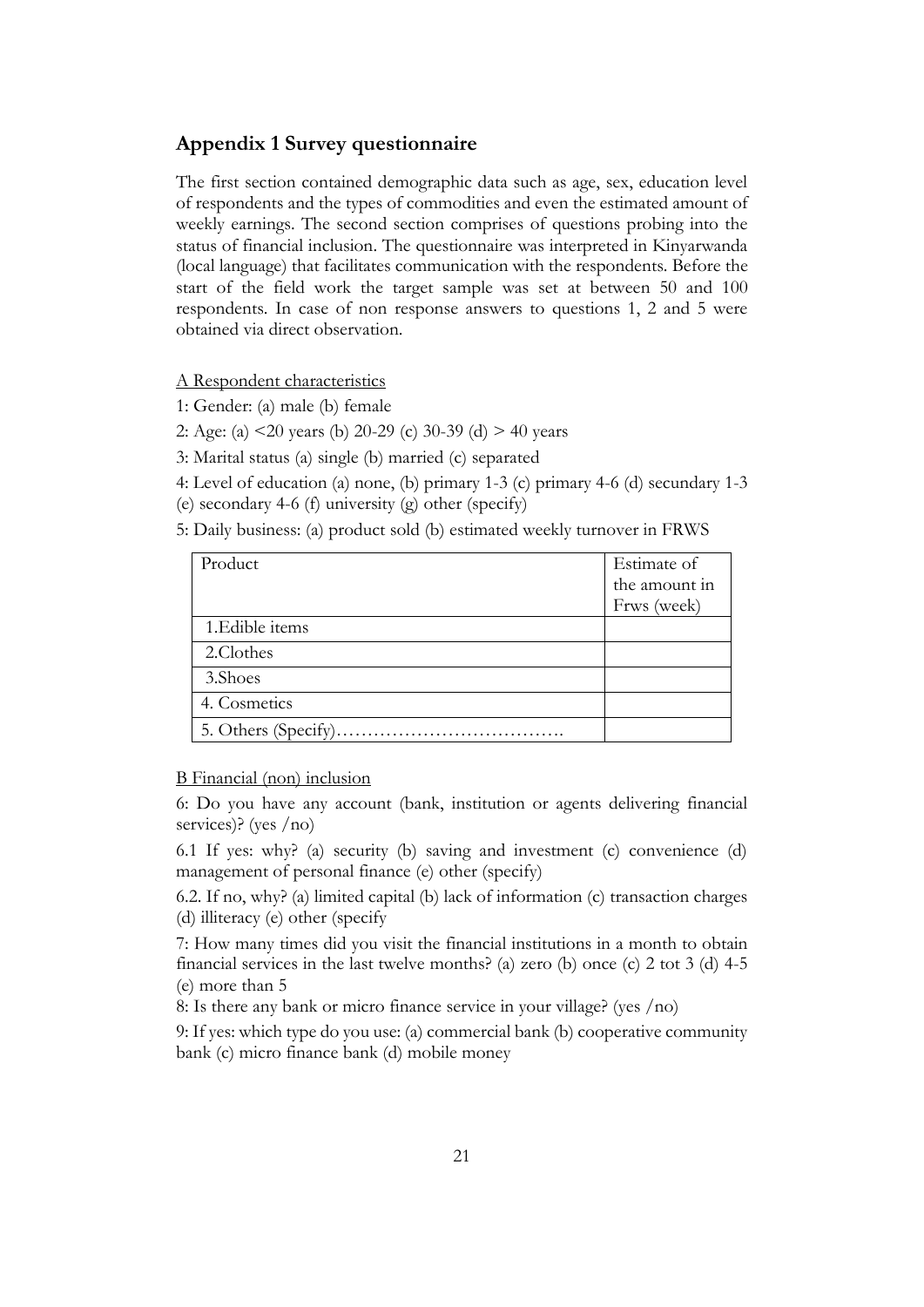## Appendix 1 Survey questionnaire

The first section contained demographic data such as age, sex, education level of respondents and the types of commodities and even the estimated amount of weekly earnings. The second section comprises of questions probing into the status of financial inclusion. The questionnaire was interpreted in Kinyarwanda (local language) that facilitates communication with the respondents. Before the start of the field work the target sample was set at between 50 and 100 respondents. In case of non response answers to questions 1, 2 and 5 were obtained via direct observation.

<u>A Respondent characteristics</u>

1: Gender: (a) male (b) female

2: Age: (a) <20 years (b) 20-29 (c) 30-39 (d) > 40 years

3: Marital status (a) single (b) married (c) separated

4: Level of education (a) none, (b) primary 1-3 (c) primary 4-6 (d) secundary 1-3 (e) secondary 4-6 (f) university (g) other (specify)

5: Daily business: (a) product sold (b) estimated weekly turnover in FRWS

| Product | Estimate of the amount in Frws (week) |
|---|---|
| 1.Edible items | |
| 2.Clothes | |
| 3.Shoes | |
| 4. Cosmetics | |
| 5. Others (Specify)………………………………. | |

<u>B Financial (non) inclusion</u>

6: Do you have any account (bank, institution or agents delivering financial services)? (yes /no)

6.1 If yes: why? (a) security (b) saving and investment (c) convenience (d) management of personal finance (e) other (specify)

6.2. If no, why? (a) limited capital (b) lack of information (c) transaction charges (d) illiteracy (e) other (specify

7: How many times did you visit the financial institutions in a month to obtain financial services in the last twelve months? (a) zero (b) once (c) 2 tot 3 (d) 4-5 (e) more than 5

8: Is there any bank or micro finance service in your village? (yes /no)

9: If yes: which type do you use: (a) commercial bank (b) cooperative community bank (c) micro finance bank (d) mobile money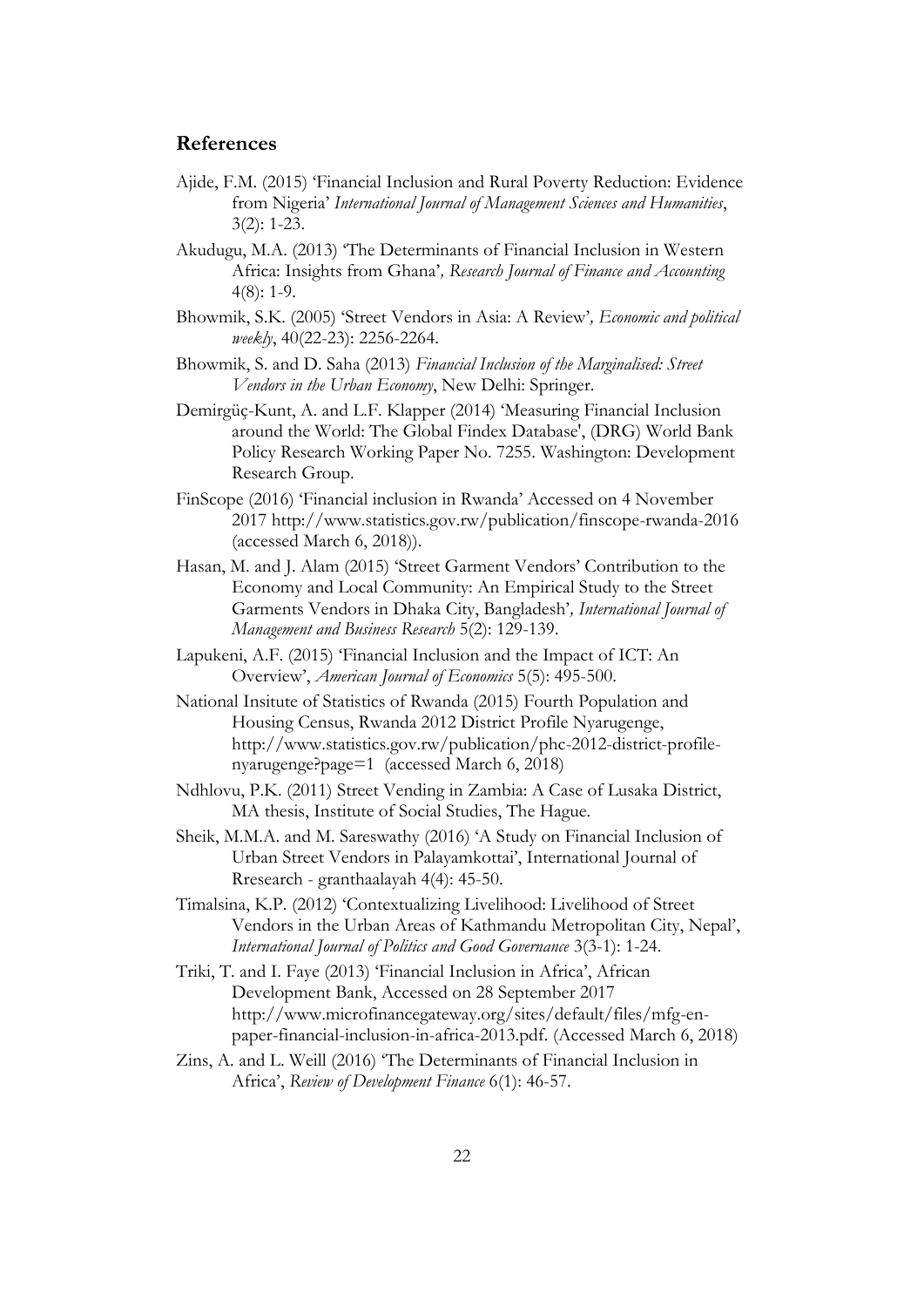## References

Ajide, F.M. (2015) 'Financial Inclusion and Rural Poverty Reduction: Evidence from Nigeria' *International Journal of Management Sciences and Humanities*, 3(2): 1-23.

Akudugu, M.A. (2013) 'The Determinants of Financial Inclusion in Western Africa: Insights from Ghana'*, Research Journal of Finance and Accounting* 4(8): 1-9.

Bhowmik, S.K. (2005) 'Street Vendors in Asia: A Review'*, Economic and political weekly*, 40(22-23): 2256-2264.

Bhowmik, S. and D. Saha (2013) *Financial Inclusion of the Marginalised: Street Vendors in the Urban Economy*, New Delhi: Springer.

Demirgüç-Kunt, A. and L.F. Klapper (2014) 'Measuring Financial Inclusion around the World: The Global Findex Database', (DRG) World Bank Policy Research Working Paper No. 7255. Washington: Development Research Group.

FinScope (2016) 'Financial inclusion in Rwanda' Accessed on 4 November 2017 http://www.statistics.gov.rw/publication/finscope-rwanda-2016 (accessed March 6, 2018)).

Hasan, M. and J. Alam (2015) 'Street Garment Vendors' Contribution to the Economy and Local Community: An Empirical Study to the Street Garments Vendors in Dhaka City, Bangladesh'*, International Journal of Management and Business Research* 5(2): 129-139.

Lapukeni, A.F. (2015) 'Financial Inclusion and the Impact of ICT: An Overview', *American Journal of Economics* 5(5): 495-500.

National Insitute of Statistics of Rwanda (2015) Fourth Population and Housing Census, Rwanda 2012 District Profile Nyarugenge, http://www.statistics.gov.rw/publication/phc-2012-district-profile-nyarugenge?page=1 (accessed March 6, 2018)

Ndhlovu, P.K. (2011) Street Vending in Zambia: A Case of Lusaka District, MA thesis, Institute of Social Studies, The Hague.

Sheik, M.M.A. and M. Sareswathy (2016) 'A Study on Financial Inclusion of Urban Street Vendors in Palayamkottai', International Journal of Rresearch - granthaalayah 4(4): 45-50.

Timalsina, K.P. (2012) 'Contextualizing Livelihood: Livelihood of Street Vendors in the Urban Areas of Kathmandu Metropolitan City, Nepal', *International Journal of Politics and Good Governance* 3(3-1): 1-24.

Triki, T. and I. Faye (2013) 'Financial Inclusion in Africa', African Development Bank, Accessed on 28 September 2017 http://www.microfinancegateway.org/sites/default/files/mfg-en-paper-financial-inclusion-in-africa-2013.pdf. (Accessed March 6, 2018)

Zins, A. and L. Weill (2016) 'The Determinants of Financial Inclusion in Africa', *Review of Development Finance* 6(1): 46-57.